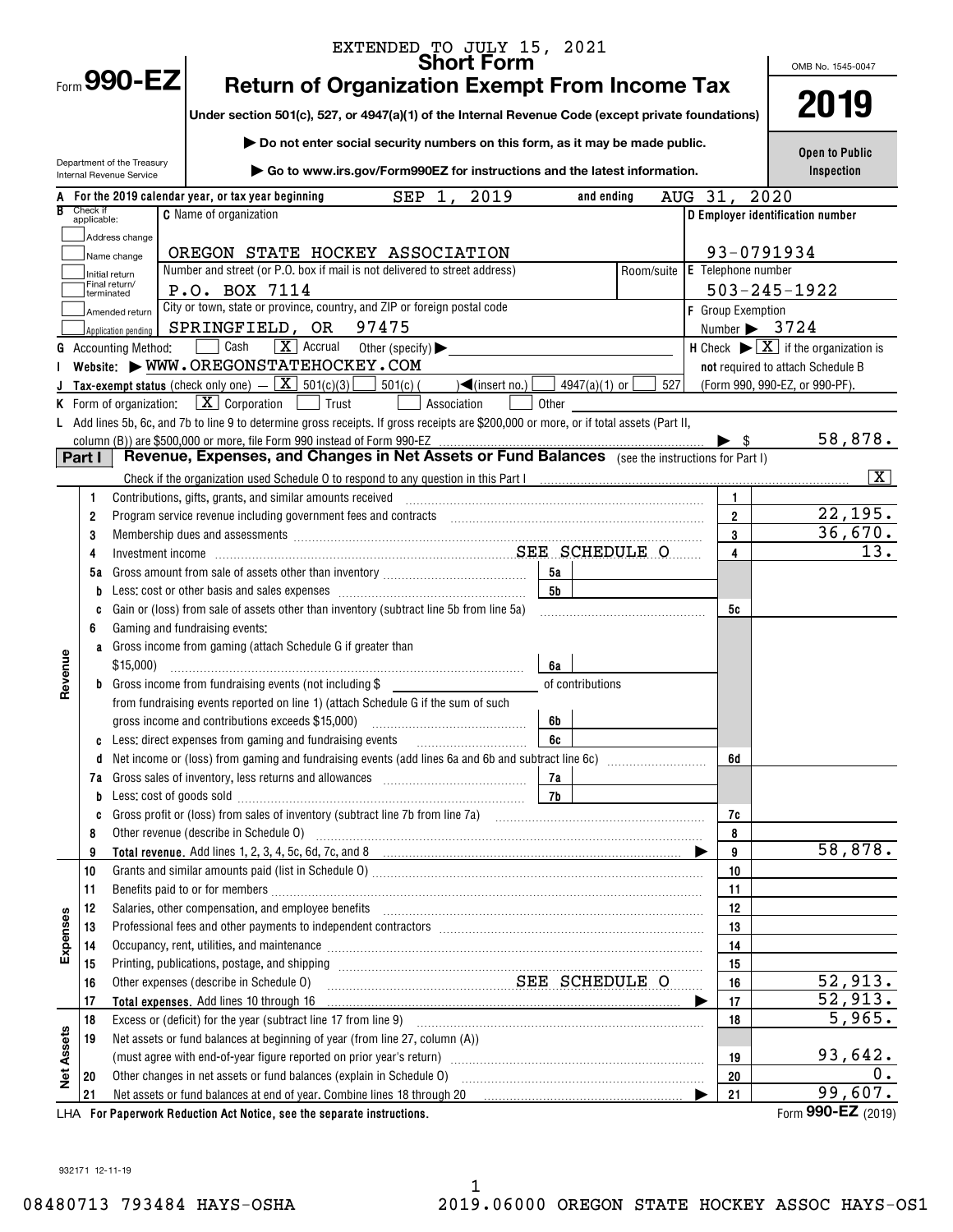EXTENDED TO JULY 15, 2021

# Form 990-EZ

## Short Form
## Return of Organization Exempt From Income Tax

**Under section 501(c), 527, or 4947(a)(1) of the Internal Revenue Code (except private foundations)**

▶ Do not enter social security numbers on this form, as it may be made public.

▶ Go to www.irs.gov/Form990EZ for instructions and the latest information.

Department of the Treasury
Internal Revenue Service

OMB No. 1545-0047

**2019**

**Open to Public Inspection**

**A** For the 2019 calendar year, or tax year beginning SEP 1, 2019 and ending AUG 31, 2020

**B** Check if applicable:
- Address change
- Name change
- Initial return
- Final return/terminated
- Amended return
- Application pending

**C** Name of organization: OREGON STATE HOCKEY ASSOCIATION

Number and street (or P.O. box if mail is not delivered to street address): P.O. BOX 7114 | Room/suite:

City or town, state or province, country, and ZIP or foreign postal code: SPRINGFIELD, OR 97475

**D** Employer identification number: 93-0791934

**E** Telephone number: 503-245-1922

**F** Group Exemption Number ▶ 3724

**G** Accounting Method: ☐ Cash ☒ Accrual ☐ Other (specify) ▶

**H** Check ▶ ☒ if the organization is **not** required to attach Schedule B (Form 990, 990-EZ, or 990-PF).

**I** Website: ▶ WWW.OREGONSTATEHOCKEY.COM

**J** Tax-exempt status (check only one) — ☒ 501(c)(3) ☐ 501(c) ( )◀(insert no.) ☐ 4947(a)(1) or ☐ 527

**K** Form of organization: ☒ Corporation ☐ Trust ☐ Association ☐ Other

**L** Add lines 5b, 6c, and 7b to line 9 to determine gross receipts. If gross receipts are $200,000 or more, or if total assets (Part II, column (B)) are $500,000 or more, file Form 990 instead of Form 990-EZ ▶ $ 58,878.

## Part I Revenue, Expenses, and Changes in Net Assets or Fund Balances (see the instructions for Part I)

Check if the organization used Schedule O to respond to any question in this Part I ☒

| Section | Line | Description | Sub-line | Sub-amount | Line | Amount |
|---|---|---|---|---|---|---|
| Revenue | 1 | Contributions, gifts, grants, and similar amounts received | | | 1 | |
| | 2 | Program service revenue including government fees and contracts | | | 2 | 22,195. |
| | 3 | Membership dues and assessments | | | 3 | 36,670. |
| | 4 | Investment income SEE SCHEDULE O | | | 4 | 13. |
| | 5a | Gross amount from sale of assets other than inventory | 5a | | | |
| | b | Less: cost or other basis and sales expenses | 5b | | | |
| | c | Gain or (loss) from sale of assets other than inventory (subtract line 5b from line 5a) | | | 5c | |
| | 6 | Gaming and fundraising events: | | | | |
| | a | Gross income from gaming (attach Schedule G if greater than $15,000) | 6a | | | |
| | b | Gross income from fundraising events (not including $ of contributions from fundraising events reported on line 1) (attach Schedule G if the sum of such gross income and contributions exceeds $15,000) | 6b | | | |
| | c | Less: direct expenses from gaming and fundraising events | 6c | | | |
| | d | Net income or (loss) from gaming and fundraising events (add lines 6a and 6b and subtract line 6c) | | | 6d | |
| | 7a | Gross sales of inventory, less returns and allowances | 7a | | | |
| | b | Less: cost of goods sold | 7b | | | |
| | c | Gross profit or (loss) from sales of inventory (subtract line 7b from line 7a) | | | 7c | |
| | 8 | Other revenue (describe in Schedule O) | | | 8 | |
| | 9 | **Total revenue.** Add lines 1, 2, 3, 4, 5c, 6d, 7c, and 8 ▶ | | | 9 | 58,878. |
| Expenses | 10 | Grants and similar amounts paid (list in Schedule O) | | | 10 | |
| | 11 | Benefits paid to or for members | | | 11 | |
| | 12 | Salaries, other compensation, and employee benefits | | | 12 | |
| | 13 | Professional fees and other payments to independent contractors | | | 13 | |
| | 14 | Occupancy, rent, utilities, and maintenance | | | 14 | |
| | 15 | Printing, publications, postage, and shipping | | | 15 | |
| | 16 | Other expenses (describe in Schedule O) SEE SCHEDULE O | | | 16 | 52,913. |
| | 17 | **Total expenses.** Add lines 10 through 16 ▶ | | | 17 | 52,913. |
| Net Assets | 18 | Excess or (deficit) for the year (subtract line 17 from line 9) | | | 18 | 5,965. |
| | 19 | Net assets or fund balances at beginning of year (from line 27, column (A)) (must agree with end-of-year figure reported on prior year's return) | | | 19 | 93,642. |
| | 20 | Other changes in net assets or fund balances (explain in Schedule O) | | | 20 | 0. |
| | 21 | Net assets or fund balances at end of year. Combine lines 18 through 20 ▶ | | | 21 | 99,607. |

LHA For Paperwork Reduction Act Notice, see the separate instructions. Form **990-EZ** (2019)

932171 12-11-19

08480713 793484 HAYS-OSHA 2019.06000 OREGON STATE HOCKEY ASSOC HAYS-OS1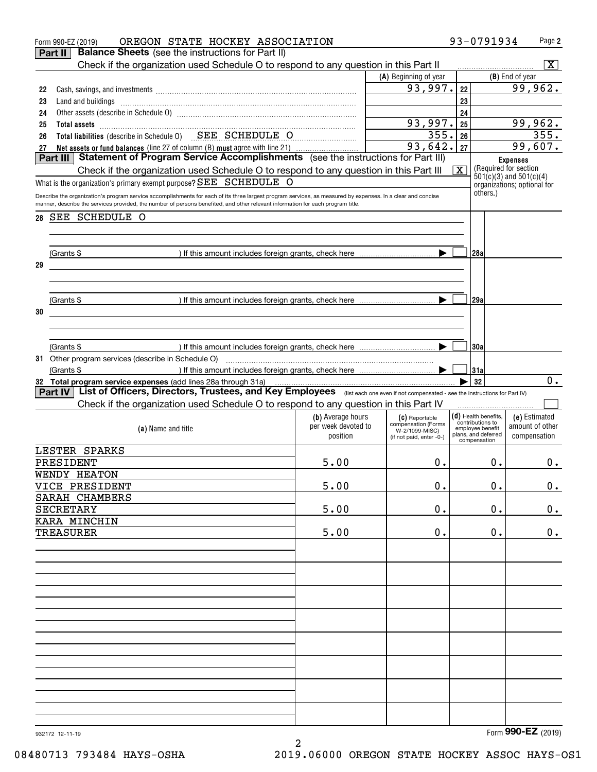Form 990-EZ (2019) OREGON STATE HOCKEY ASSOCIATION 93-0791934

## Part II Balance Sheets (see the instructions for Part II)

Check if the organization used Schedule O to respond to any question in this Part II [X]

| | | (A) Beginning of year | | (B) End of year |
|---|---|---|---|---|
| 22 | Cash, savings, and investments | 93,997. | 22 | 99,962. |
| 23 | Land and buildings | | 23 | |
| 24 | Other assets (describe in Schedule O) | | 24 | |
| 25 | Total assets | 93,997. | 25 | 99,962. |
| 26 | Total liabilities (describe in Schedule O) SEE SCHEDULE O | 355. | 26 | 355. |
| 27 | Net assets or fund balances (line 27 of column (B) must agree with line 21) | 93,642. | 27 | 99,607. |

## Part III Statement of Program Service Accomplishments (see the instructions for Part III)

Check if the organization used Schedule O to respond to any question in this Part III [X]

What is the organization's primary exempt purpose? SEE SCHEDULE O

Expenses (Required for section 501(c)(3) and 501(c)(4) organizations; optional for others.)

Describe the organization's program service accomplishments for each of its three largest program services, as measured by expenses. In a clear and concise manner, describe the services provided, the number of persons benefited, and other relevant information for each program title.

28 SEE SCHEDULE O

(Grants $ ) If this amount includes foreign grants, check here [ ] 28a

29

(Grants $ ) If this amount includes foreign grants, check here [ ] 29a

30

(Grants $ ) If this amount includes foreign grants, check here [ ] 30a

31 Other program services (describe in Schedule O)

(Grants $ ) If this amount includes foreign grants, check here [ ] 31a

32 Total program service expenses (add lines 28a through 31a) 32 0.

## Part IV List of Officers, Directors, Trustees, and Key Employees (list each one even if not compensated - see the instructions for Part IV)

Check if the organization used Schedule O to respond to any question in this Part IV [ ]

| (a) Name and title | (b) Average hours per week devoted to position | (c) Reportable compensation (Forms W-2/1099-MISC) (if not paid, enter -0-) | (d) Health benefits, contributions to employee benefit plans, and deferred compensation | (e) Estimated amount of other compensation |
|---|---|---|---|---|
| LESTER SPARKS<br>PRESIDENT | 5.00 | 0. | 0. | 0. |
| WENDY HEATON<br>VICE PRESIDENT | 5.00 | 0. | 0. | 0. |
| SARAH CHAMBERS<br>SECRETARY | 5.00 | 0. | 0. | 0. |
| KARA MINCHIN<br>TREASURER | 5.00 | 0. | 0. | 0. |

932172 12-11-19 Form 990-EZ (2019)

08480713 793484 HAYS-OSHA 2019.06000 OREGON STATE HOCKEY ASSOC HAYS-OS1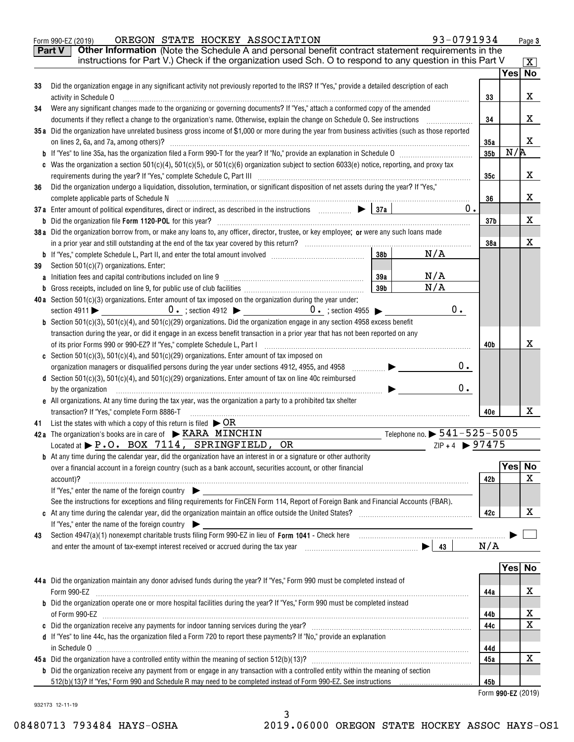Form 990-EZ (2019) OREGON STATE HOCKEY ASSOCIATION 93-0791934

## Part V Other Information (Note the Schedule A and personal benefit contract statement requirements in the instructions for Part V.) Check if the organization used Sch. O to respond to any question in this Part V [X]

| | | | Yes | No |
|---|---|---|---|---|
| 33 | Did the organization engage in any significant activity not previously reported to the IRS? If "Yes," provide a detailed description of each activity in Schedule O | 33 | | X |
| 34 | Were any significant changes made to the organizing or governing documents? If "Yes," attach a conformed copy of the amended documents if they reflect a change to the organization's name. Otherwise, explain the change on Schedule O. See instructions | 34 | | X |
| 35a | Did the organization have unrelated business gross income of $1,000 or more during the year from business activities (such as those reported on lines 2, 6a, and 7a, among others)? | 35a | | X |
| b | If "Yes" to line 35a, has the organization filed a Form 990-T for the year? If "No," provide an explanation in Schedule O | 35b | N/A | |
| c | Was the organization a section 501(c)(4), 501(c)(5), or 501(c)(6) organization subject to section 6033(e) notice, reporting, and proxy tax requirements during the year? If "Yes," complete Schedule C, Part III | 35c | | X |
| 36 | Did the organization undergo a liquidation, dissolution, termination, or significant disposition of net assets during the year? If "Yes," complete applicable parts of Schedule N | 36 | | X |
| 37a | Enter amount of political expenditures, direct or indirect, as described in the instructions ▶ 37a 0. | | | |
| b | Did the organization file Form 1120-POL for this year? | 37b | | X |
| 38a | Did the organization borrow from, or make any loans to, any officer, director, trustee, or key employee; or were any such loans made in a prior year and still outstanding at the end of the tax year covered by this return? | 38a | | X |
| b | If "Yes," complete Schedule L, Part II, and enter the total amount involved 38b N/A | | | |
| 39 | Section 501(c)(7) organizations. Enter: | | | |
| a | Initiation fees and capital contributions included on line 9 39a N/A | | | |
| b | Gross receipts, included on line 9, for public use of club facilities 39b N/A | | | |
| 40a | Section 501(c)(3) organizations. Enter amount of tax imposed on the organization during the year under: section 4911 ▶ 0. ; section 4912 ▶ 0. ; section 4955 ▶ 0. | | | |
| b | Section 501(c)(3), 501(c)(4), and 501(c)(29) organizations. Did the organization engage in any section 4958 excess benefit transaction during the year, or did it engage in an excess benefit transaction in a prior year that has not been reported on any of its prior Forms 990 or 990-EZ? If "Yes," complete Schedule L, Part I | 40b | | X |
| c | Section 501(c)(3), 501(c)(4), and 501(c)(29) organizations. Enter amount of tax imposed on organization managers or disqualified persons during the year under sections 4912, 4955, and 4958 ▶ 0. | | | |
| d | Section 501(c)(3), 501(c)(4), and 501(c)(29) organizations. Enter amount of tax on line 40c reimbursed by the organization ▶ 0. | | | |
| e | All organizations. At any time during the tax year, was the organization a party to a prohibited tax shelter transaction? If "Yes," complete Form 8886-T | 40e | | X |

41 List the states with which a copy of this return is filed ▶ OR

42a The organization's books are in care of ▶ KARA MINCHIN Telephone no. ▶ 541-525-5005
Located at ▶ P.O. BOX 7114, SPRINGFIELD, OR ZIP + 4 ▶ 97475

| | | | Yes | No |
|---|---|---|---|---|
| b | At any time during the calendar year, did the organization have an interest in or a signature or other authority over a financial account in a foreign country (such as a bank account, securities account, or other financial account)? If "Yes," enter the name of the foreign country ▶ See the instructions for exceptions and filing requirements for FinCEN Form 114, Report of Foreign Bank and Financial Accounts (FBAR). | 42b | | X |
| c | At any time during the calendar year, did the organization maintain an office outside the United States? If "Yes," enter the name of the foreign country ▶ | 42c | | X |

43 Section 4947(a)(1) nonexempt charitable trusts filing Form 990-EZ in lieu of Form 1041 - Check here ▶ [ ] and enter the amount of tax-exempt interest received or accrued during the tax year ▶ 43 N/A

| | | | Yes | No |
|---|---|---|---|---|
| 44a | Did the organization maintain any donor advised funds during the year? If "Yes," Form 990 must be completed instead of Form 990-EZ | 44a | | X |
| b | Did the organization operate one or more hospital facilities during the year? If "Yes," Form 990 must be completed instead of Form 990-EZ | 44b | | X |
| c | Did the organization receive any payments for indoor tanning services during the year? | 44c | | X |
| d | If "Yes" to line 44c, has the organization filed a Form 720 to report these payments? If "No," provide an explanation in Schedule O | 44d | | |
| 45a | Did the organization have a controlled entity within the meaning of section 512(b)(13)? | 45a | | X |
| b | Did the organization receive any payment from or engage in any transaction with a controlled entity within the meaning of section 512(b)(13)? If "Yes," Form 990 and Schedule R may need to be completed instead of Form 990-EZ. See instructions | 45b | | |

Form 990-EZ (2019)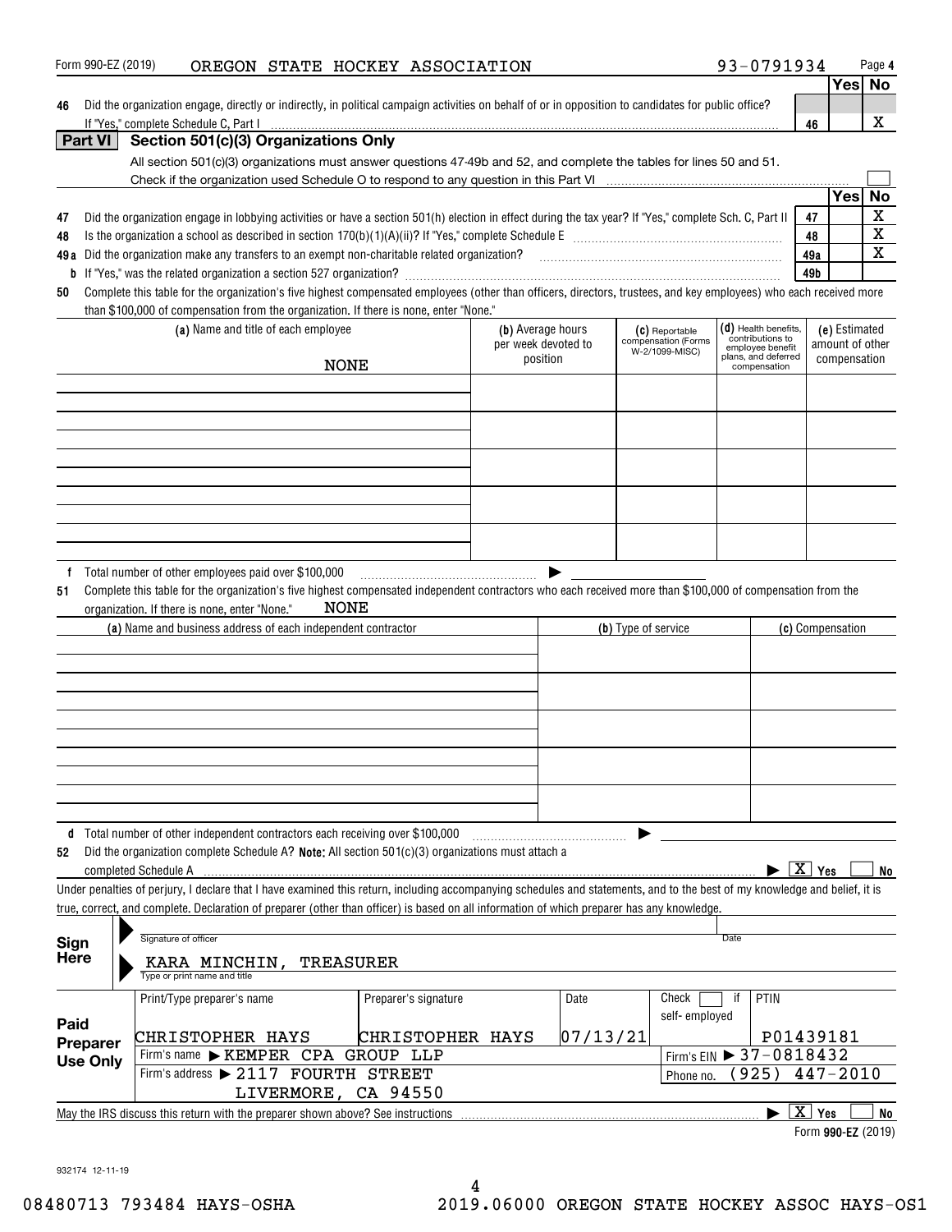Form 990-EZ (2019) OREGON STATE HOCKEY ASSOCIATION 93-0791934 Page 4

| | | | Yes | No |
|---|---|---|---|---|
| 46 | Did the organization engage, directly or indirectly, in political campaign activities on behalf of or in opposition to candidates for public office? If "Yes," complete Schedule C, Part I | 46 | | X |

## Part VI Section 501(c)(3) Organizations Only

All section 501(c)(3) organizations must answer questions 47-49b and 52, and complete the tables for lines 50 and 51.

Check if the organization used Schedule O to respond to any question in this Part VI ☐

| | | | Yes | No |
|---|---|---|---|---|
| 47 | Did the organization engage in lobbying activities or have a section 501(h) election in effect during the tax year? If "Yes," complete Sch. C, Part II | 47 | | X |
| 48 | Is the organization a school as described in section 170(b)(1)(A)(ii)? If "Yes," complete Schedule E | 48 | | X |
| 49a | Did the organization make any transfers to an exempt non-charitable related organization? | 49a | | X |
| b | If "Yes," was the related organization a section 527 organization? | 49b | | |

**50** Complete this table for the organization's five highest compensated employees (other than officers, directors, trustees, and key employees) who each received more than $100,000 of compensation from the organization. If there is none, enter "None."

| (a) Name and title of each employee | (b) Average hours per week devoted to position | (c) Reportable compensation (Forms W-2/1099-MISC) | (d) Health benefits, contributions to employee benefit plans, and deferred compensation | (e) Estimated amount of other compensation |
|---|---|---|---|---|
| NONE | | | | |
| | | | | |
| | | | | |
| | | | | |
| | | | | |

**f** Total number of other employees paid over $100,000 ▶

**51** Complete this table for the organization's five highest compensated independent contractors who each received more than $100,000 of compensation from the organization. If there is none, enter "None." NONE

| (a) Name and business address of each independent contractor | (b) Type of service | (c) Compensation |
|---|---|---|
| | | |
| | | |
| | | |
| | | |
| | | |

**d** Total number of other independent contractors each receiving over $100,000 ▶

**52** Did the organization complete Schedule A? **Note:** All section 501(c)(3) organizations must attach a completed Schedule A ▶ ☒ Yes ☐ No

Under penalties of perjury, I declare that I have examined this return, including accompanying schedules and statements, and to the best of my knowledge and belief, it is true, correct, and complete. Declaration of preparer (other than officer) is based on all information of which preparer has any knowledge.

**Sign Here**

Signature of officer | Date

KARA MINCHIN, TREASURER
Type or print name and title

| **Paid Preparer Use Only** | Print/Type preparer's name | Preparer's signature | Date | Check ☐ if self-employed | PTIN |
|---|---|---|---|---|---|
| | CHRISTOPHER HAYS | CHRISTOPHER HAYS | 07/13/21 | | P01439181 |
| | Firm's name ▶ KEMPER CPA GROUP LLP | | | Firm's EIN ▶ 37-0818432 | |
| | Firm's address ▶ 2117 FOURTH STREET LIVERMORE, CA 94550 | | | Phone no. (925) 447-2010 | |

May the IRS discuss this return with the preparer shown above? See instructions ▶ ☒ Yes ☐ No

Form **990-EZ** (2019)

932174 12-11-19

08480713 793484 HAYS-OSHA 2019.06000 OREGON STATE HOCKEY ASSOC HAYS-OS1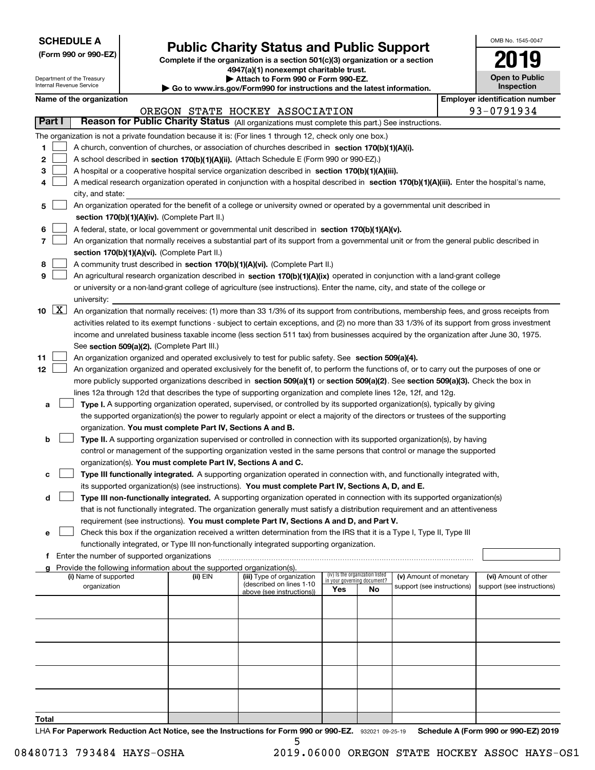**SCHEDULE A**
**(Form 990 or 990-EZ)**

Department of the Treasury
Internal Revenue Service

# Public Charity Status and Public Support

**Complete if the organization is a section 501(c)(3) organization or a section 4947(a)(1) nonexempt charitable trust.**
**▶ Attach to Form 990 or Form 990-EZ.**
**▶ Go to www.irs.gov/Form990 for instructions and the latest information.**

OMB No. 1545-0047
**2019**
**Open to Public Inspection**

**Name of the organization:** OREGON STATE HOCKEY ASSOCIATION
**Employer identification number:** 93-0791934

## Part I — Reason for Public Charity Status (All organizations must complete this part.) See instructions.

The organization is not a private foundation because it is: (For lines 1 through 12, check only one box.)

1. [ ] A church, convention of churches, or association of churches described in **section 170(b)(1)(A)(i).**
2. [ ] A school described in **section 170(b)(1)(A)(ii).** (Attach Schedule E (Form 990 or 990-EZ).)
3. [ ] A hospital or a cooperative hospital service organization described in **section 170(b)(1)(A)(iii).**
4. [ ] A medical research organization operated in conjunction with a hospital described in **section 170(b)(1)(A)(iii).** Enter the hospital's name, city, and state:
5. [ ] An organization operated for the benefit of a college or university owned or operated by a governmental unit described in **section 170(b)(1)(A)(iv).** (Complete Part II.)
6. [ ] A federal, state, or local government or governmental unit described in **section 170(b)(1)(A)(v).**
7. [ ] An organization that normally receives a substantial part of its support from a governmental unit or from the general public described in **section 170(b)(1)(A)(vi).** (Complete Part II.)
8. [ ] A community trust described in **section 170(b)(1)(A)(vi).** (Complete Part II.)
9. [ ] An agricultural research organization described in **section 170(b)(1)(A)(ix)** operated in conjunction with a land-grant college or university or a non-land-grant college of agriculture (see instructions). Enter the name, city, and state of the college or university:
10. [X] An organization that normally receives: (1) more than 33 1/3% of its support from contributions, membership fees, and gross receipts from activities related to its exempt functions - subject to certain exceptions, and (2) no more than 33 1/3% of its support from gross investment income and unrelated business taxable income (less section 511 tax) from businesses acquired by the organization after June 30, 1975. See **section 509(a)(2).** (Complete Part III.)
11. [ ] An organization organized and operated exclusively to test for public safety. See **section 509(a)(4).**
12. [ ] An organization organized and operated exclusively for the benefit of, to perform the functions of, or to carry out the purposes of one or more publicly supported organizations described in **section 509(a)(1)** or **section 509(a)(2)**. See **section 509(a)(3).** Check the box in lines 12a through 12d that describes the type of supporting organization and complete lines 12e, 12f, and 12g.
   - **a** [ ] **Type I.** A supporting organization operated, supervised, or controlled by its supported organization(s), typically by giving the supported organization(s) the power to regularly appoint or elect a majority of the directors or trustees of the supporting organization. **You must complete Part IV, Sections A and B.**
   - **b** [ ] **Type II.** A supporting organization supervised or controlled in connection with its supported organization(s), by having control or management of the supporting organization vested in the same persons that control or manage the supported organization(s). **You must complete Part IV, Sections A and C.**
   - **c** [ ] **Type III functionally integrated.** A supporting organization operated in connection with, and functionally integrated with, its supported organization(s) (see instructions). **You must complete Part IV, Sections A, D, and E.**
   - **d** [ ] **Type III non-functionally integrated.** A supporting organization operated in connection with its supported organization(s) that is not functionally integrated. The organization generally must satisfy a distribution requirement and an attentiveness requirement (see instructions). **You must complete Part IV, Sections A and D, and Part V.**
   - **e** [ ] Check this box if the organization received a written determination from the IRS that it is a Type I, Type II, Type III functionally integrated, or Type III non-functionally integrated supporting organization.
   - **f** Enter the number of supported organizations
   - **g** Provide the following information about the supported organization(s).

| (i) Name of supported organization | (ii) EIN | (iii) Type of organization (described on lines 1-10 above (see instructions)) | (iv) Is the organization listed in your governing document? Yes | No | (v) Amount of monetary support (see instructions) | (vi) Amount of other support (see instructions) |
|---|---|---|---|---|---|---|
| | | | | | | |
| | | | | | | |
| | | | | | | |
| | | | | | | |
| | | | | | | |
| **Total** | | | | | | |

LHA **For Paperwork Reduction Act Notice, see the Instructions for Form 990 or 990-EZ.** 932021 09-25-19 **Schedule A (Form 990 or 990-EZ) 2019**

08480713 793484 HAYS-OSHA 2019.06000 OREGON STATE HOCKEY ASSOC HAYS-OS1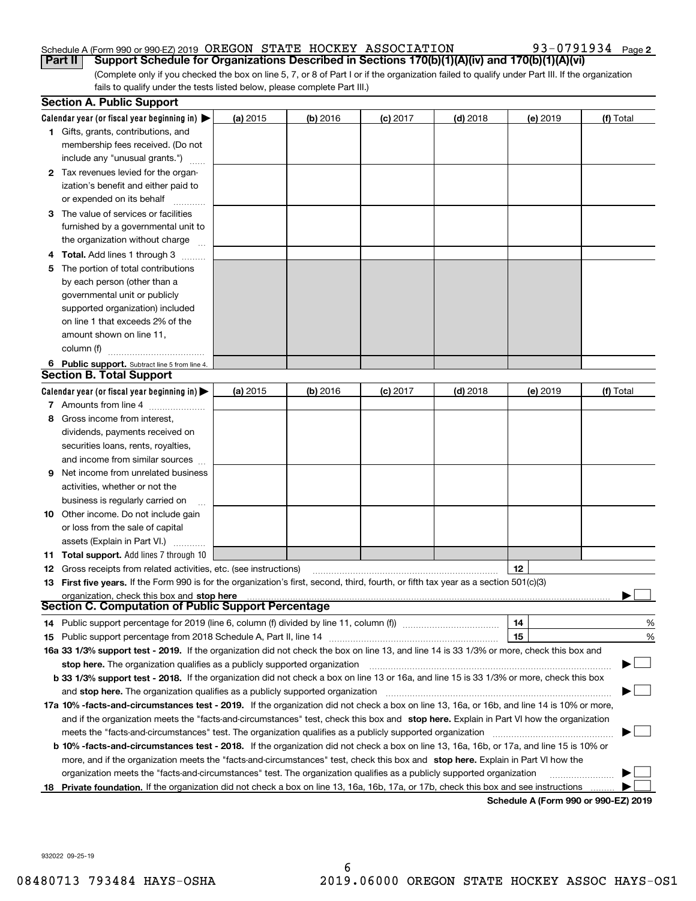Schedule A (Form 990 or 990-EZ) 2019 OREGON STATE HOCKEY ASSOCIATION 93-0791934 Page **2**

**Part II** **Support Schedule for Organizations Described in Sections 170(b)(1)(A)(iv) and 170(b)(1)(A)(vi)**

(Complete only if you checked the box on line 5, 7, or 8 of Part I or if the organization failed to qualify under Part III. If the organization fails to qualify under the tests listed below, please complete Part III.)

### Section A. Public Support

| Calendar year (or fiscal year beginning in) ▶ | (a) 2015 | (b) 2016 | (c) 2017 | (d) 2018 | (e) 2019 | (f) Total |
|---|---|---|---|---|---|---|
| **1** Gifts, grants, contributions, and membership fees received. (Do not include any "unusual grants.") | | | | | | |
| **2** Tax revenues levied for the organization's benefit and either paid to or expended on its behalf | | | | | | |
| **3** The value of services or facilities furnished by a governmental unit to the organization without charge | | | | | | |
| **4** **Total.** Add lines 1 through 3 | | | | | | |
| **5** The portion of total contributions by each person (other than a governmental unit or publicly supported organization) included on line 1 that exceeds 2% of the amount shown on line 11, column (f) | | | | | | |
| **6** **Public support.** Subtract line 5 from line 4. | | | | | | |

### Section B. Total Support

| Calendar year (or fiscal year beginning in) ▶ | (a) 2015 | (b) 2016 | (c) 2017 | (d) 2018 | (e) 2019 | (f) Total |
|---|---|---|---|---|---|---|
| **7** Amounts from line 4 | | | | | | |
| **8** Gross income from interest, dividends, payments received on securities loans, rents, royalties, and income from similar sources | | | | | | |
| **9** Net income from unrelated business activities, whether or not the business is regularly carried on | | | | | | |
| **10** Other income. Do not include gain or loss from the sale of capital assets (Explain in Part VI.) | | | | | | |
| **11** **Total support.** Add lines 7 through 10 | | | | | | |

**12** Gross receipts from related activities, etc. (see instructions) **12**

**13** **First five years.** If the Form 990 is for the organization's first, second, third, fourth, or fifth tax year as a section 501(c)(3) organization, check this box and **stop here** ▶ ☐

### Section C. Computation of Public Support Percentage

**14** Public support percentage for 2019 (line 6, column (f) divided by line 11, column (f)) **14** %

**15** Public support percentage from 2018 Schedule A, Part II, line 14 **15** %

**16a 33 1/3% support test - 2019.** If the organization did not check the box on line 13, and line 14 is 33 1/3% or more, check this box and **stop here.** The organization qualifies as a publicly supported organization ▶ ☐

**b 33 1/3% support test - 2018.** If the organization did not check a box on line 13 or 16a, and line 15 is 33 1/3% or more, check this box and **stop here.** The organization qualifies as a publicly supported organization ▶ ☐

**17a 10% -facts-and-circumstances test - 2019.** If the organization did not check a box on line 13, 16a, or 16b, and line 14 is 10% or more, and if the organization meets the "facts-and-circumstances" test, check this box and **stop here.** Explain in Part VI how the organization meets the "facts-and-circumstances" test. The organization qualifies as a publicly supported organization ▶ ☐

**b 10% -facts-and-circumstances test - 2018.** If the organization did not check a box on line 13, 16a, 16b, or 17a, and line 15 is 10% or more, and if the organization meets the "facts-and-circumstances" test, check this box and **stop here.** Explain in Part VI how the organization meets the "facts-and-circumstances" test. The organization qualifies as a publicly supported organization ▶ ☐

**18** **Private foundation.** If the organization did not check a box on line 13, 16a, 16b, 17a, or 17b, check this box and see instructions ▶ ☐

**Schedule A (Form 990 or 990-EZ) 2019**

932022 09-25-19

08480713 793484 HAYS-OSHA 2019.06000 OREGON STATE HOCKEY ASSOC HAYS-OS1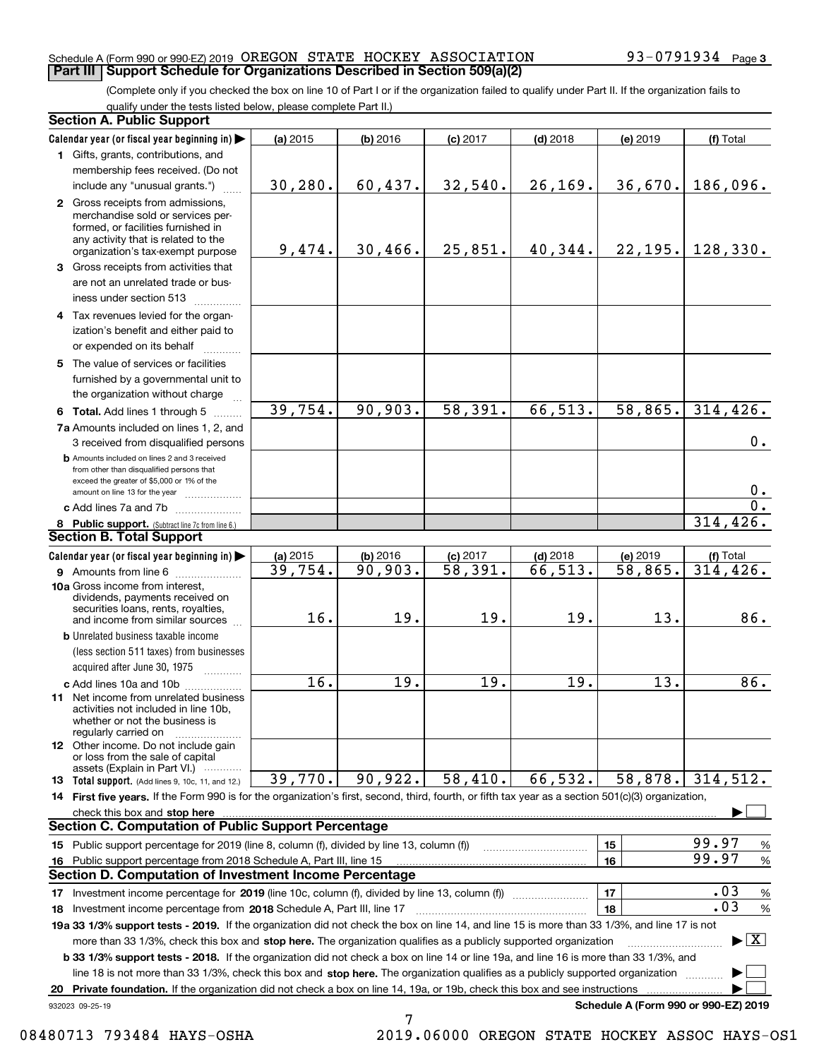Schedule A (Form 990 or 990-EZ) 2019 OREGON STATE HOCKEY ASSOCIATION 93-0791934 Page 3

## Part III Support Schedule for Organizations Described in Section 509(a)(2)

(Complete only if you checked the box on line 10 of Part I or if the organization failed to qualify under Part II. If the organization fails to qualify under the tests listed below, please complete Part II.)

### Section A. Public Support

| Calendar year (or fiscal year beginning in) ▶ | (a) 2015 | (b) 2016 | (c) 2017 | (d) 2018 | (e) 2019 | (f) Total |
|---|---|---|---|---|---|---|
| **1** Gifts, grants, contributions, and membership fees received. (Do not include any "unusual grants.") | 30,280. | 60,437. | 32,540. | 26,169. | 36,670. | 186,096. |
| **2** Gross receipts from admissions, merchandise sold or services performed, or facilities furnished in any activity that is related to the organization's tax-exempt purpose | 9,474. | 30,466. | 25,851. | 40,344. | 22,195. | 128,330. |
| **3** Gross receipts from activities that are not an unrelated trade or business under section 513 | | | | | | |
| **4** Tax revenues levied for the organization's benefit and either paid to or expended on its behalf | | | | | | |
| **5** The value of services or facilities furnished by a governmental unit to the organization without charge | | | | | | |
| **6 Total.** Add lines 1 through 5 | 39,754. | 90,903. | 58,391. | 66,513. | 58,865. | 314,426. |
| **7a** Amounts included on lines 1, 2, and 3 received from disqualified persons | | | | | | 0. |
| **b** Amounts included on lines 2 and 3 received from other than disqualified persons that exceed the greater of $5,000 or 1% of the amount on line 13 for the year | | | | | | 0. |
| **c** Add lines 7a and 7b | | | | | | 0. |
| **8 Public support.** (Subtract line 7c from line 6.) | | | | | | 314,426. |

### Section B. Total Support

| Calendar year (or fiscal year beginning in) ▶ | (a) 2015 | (b) 2016 | (c) 2017 | (d) 2018 | (e) 2019 | (f) Total |
|---|---|---|---|---|---|---|
| **9** Amounts from line 6 | 39,754. | 90,903. | 58,391. | 66,513. | 58,865. | 314,426. |
| **10a** Gross income from interest, dividends, payments received on securities loans, rents, royalties, and income from similar sources | 16. | 19. | 19. | 19. | 13. | 86. |
| **b** Unrelated business taxable income (less section 511 taxes) from businesses acquired after June 30, 1975 | | | | | | |
| **c** Add lines 10a and 10b | 16. | 19. | 19. | 19. | 13. | 86. |
| **11** Net income from unrelated business activities not included in line 10b, whether or not the business is regularly carried on | | | | | | |
| **12** Other income. Do not include gain or loss from the sale of capital assets (Explain in Part VI.) | | | | | | |
| **13 Total support.** (Add lines 9, 10c, 11, and 12.) | 39,770. | 90,922. | 58,410. | 66,532. | 58,878. | 314,512. |

**14 First five years.** If the Form 990 is for the organization's first, second, third, fourth, or fifth tax year as a section 501(c)(3) organization, check this box and **stop here** ▶ ☐

### Section C. Computation of Public Support Percentage

| | | |
|---|---|---|
| **15** Public support percentage for 2019 (line 8, column (f), divided by line 13, column (f)) | 15 | 99.97 % |
| **16** Public support percentage from 2018 Schedule A, Part III, line 15 | 16 | 99.97 % |

### Section D. Computation of Investment Income Percentage

| | | |
|---|---|---|
| **17** Investment income percentage for **2019** (line 10c, column (f), divided by line 13, column (f)) | 17 | .03 % |
| **18** Investment income percentage from **2018** Schedule A, Part III, line 17 | 18 | .03 % |

**19a 33 1/3% support tests - 2019.** If the organization did not check the box on line 14, and line 15 is more than 33 1/3%, and line 17 is not more than 33 1/3%, check this box and **stop here.** The organization qualifies as a publicly supported organization ▶ ☒

**b 33 1/3% support tests - 2018.** If the organization did not check a box on line 14 or line 19a, and line 16 is more than 33 1/3%, and line 18 is not more than 33 1/3%, check this box and **stop here.** The organization qualifies as a publicly supported organization ▶ ☐

**20 Private foundation.** If the organization did not check a box on line 14, 19a, or 19b, check this box and see instructions ▶ ☐

932023 09-25-19

**Schedule A (Form 990 or 990-EZ) 2019**

08480713 793484 HAYS-OSHA 2019.06000 OREGON STATE HOCKEY ASSOC HAYS-OS1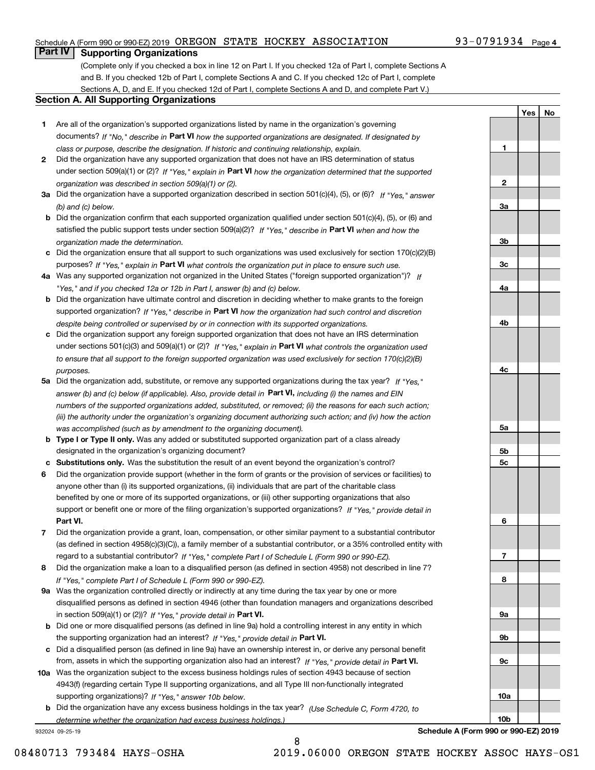Schedule A (Form 990 or 990-EZ) 2019 OREGON STATE HOCKEY ASSOCIATION 93-0791934 Page 4

## Part IV Supporting Organizations

(Complete only if you checked a box in line 12 on Part I. If you checked 12a of Part I, complete Sections A and B. If you checked 12b of Part I, complete Sections A and C. If you checked 12c of Part I, complete Sections A, D, and E. If you checked 12d of Part I, complete Sections A and D, and complete Part V.)

### Section A. All Supporting Organizations

| | | | Yes | No |
|---|---|---|---|---|
| 1 | Are all of the organization's supported organizations listed by name in the organization's governing documents? *If "No," describe in* **Part VI** *how the supported organizations are designated. If designated by class or purpose, describe the designation. If historic and continuing relationship, explain.* | 1 | | |
| 2 | Did the organization have any supported organization that does not have an IRS determination of status under section 509(a)(1) or (2)? *If "Yes," explain in* **Part VI** *how the organization determined that the supported organization was described in section 509(a)(1) or (2).* | 2 | | |
| 3a | Did the organization have a supported organization described in section 501(c)(4), (5), or (6)? *If "Yes," answer (b) and (c) below.* | 3a | | |
| b | Did the organization confirm that each supported organization qualified under section 501(c)(4), (5), or (6) and satisfied the public support tests under section 509(a)(2)? *If "Yes," describe in* **Part VI** *when and how the organization made the determination.* | 3b | | |
| c | Did the organization ensure that all support to such organizations was used exclusively for section 170(c)(2)(B) purposes? *If "Yes," explain in* **Part VI** *what controls the organization put in place to ensure such use.* | 3c | | |
| 4a | Was any supported organization not organized in the United States ("foreign supported organization")? *If "Yes," and if you checked 12a or 12b in Part I, answer (b) and (c) below.* | 4a | | |
| b | Did the organization have ultimate control and discretion in deciding whether to make grants to the foreign supported organization? *If "Yes," describe in* **Part VI** *how the organization had such control and discretion despite being controlled or supervised by or in connection with its supported organizations.* | 4b | | |
| c | Did the organization support any foreign supported organization that does not have an IRS determination under sections 501(c)(3) and 509(a)(1) or (2)? *If "Yes," explain in* **Part VI** *what controls the organization used to ensure that all support to the foreign supported organization was used exclusively for section 170(c)(2)(B) purposes.* | 4c | | |
| 5a | Did the organization add, substitute, or remove any supported organizations during the tax year? *If "Yes," answer (b) and (c) below (if applicable). Also, provide detail in* **Part VI,** *including (i) the names and EIN numbers of the supported organizations added, substituted, or removed; (ii) the reasons for each such action; (iii) the authority under the organization's organizing document authorizing such action; and (iv) how the action was accomplished (such as by amendment to the organizing document).* | 5a | | |
| b | **Type I or Type II only.** Was any added or substituted supported organization part of a class already designated in the organization's organizing document? | 5b | | |
| c | **Substitutions only.** Was the substitution the result of an event beyond the organization's control? | 5c | | |
| 6 | Did the organization provide support (whether in the form of grants or the provision of services or facilities) to anyone other than (i) its supported organizations, (ii) individuals that are part of the charitable class benefited by one or more of its supported organizations, or (iii) other supporting organizations that also support or benefit one or more of the filing organization's supported organizations? *If "Yes," provide detail in* **Part VI.** | 6 | | |
| 7 | Did the organization provide a grant, loan, compensation, or other similar payment to a substantial contributor (as defined in section 4958(c)(3)(C)), a family member of a substantial contributor, or a 35% controlled entity with regard to a substantial contributor? *If "Yes," complete Part I of Schedule L (Form 990 or 990-EZ).* | 7 | | |
| 8 | Did the organization make a loan to a disqualified person (as defined in section 4958) not described in line 7? *If "Yes," complete Part I of Schedule L (Form 990 or 990-EZ).* | 8 | | |
| 9a | Was the organization controlled directly or indirectly at any time during the tax year by one or more disqualified persons as defined in section 4946 (other than foundation managers and organizations described in section 509(a)(1) or (2))? *If "Yes," provide detail in* **Part VI.** | 9a | | |
| b | Did one or more disqualified persons (as defined in line 9a) hold a controlling interest in any entity in which the supporting organization had an interest? *If "Yes," provide detail in* **Part VI.** | 9b | | |
| c | Did a disqualified person (as defined in line 9a) have an ownership interest in, or derive any personal benefit from, assets in which the supporting organization also had an interest? *If "Yes," provide detail in* **Part VI.** | 9c | | |
| 10a | Was the organization subject to the excess business holdings rules of section 4943 because of section 4943(f) (regarding certain Type II supporting organizations, and all Type III non-functionally integrated supporting organizations)? *If "Yes," answer 10b below.* | 10a | | |
| b | Did the organization have any excess business holdings in the tax year? *(Use Schedule C, Form 4720, to determine whether the organization had excess business holdings.)* | 10b | | |

932024 09-25-19 **Schedule A (Form 990 or 990-EZ) 2019**

08480713 793484 HAYS-OSHA 2019.06000 OREGON STATE HOCKEY ASSOC HAYS-OS1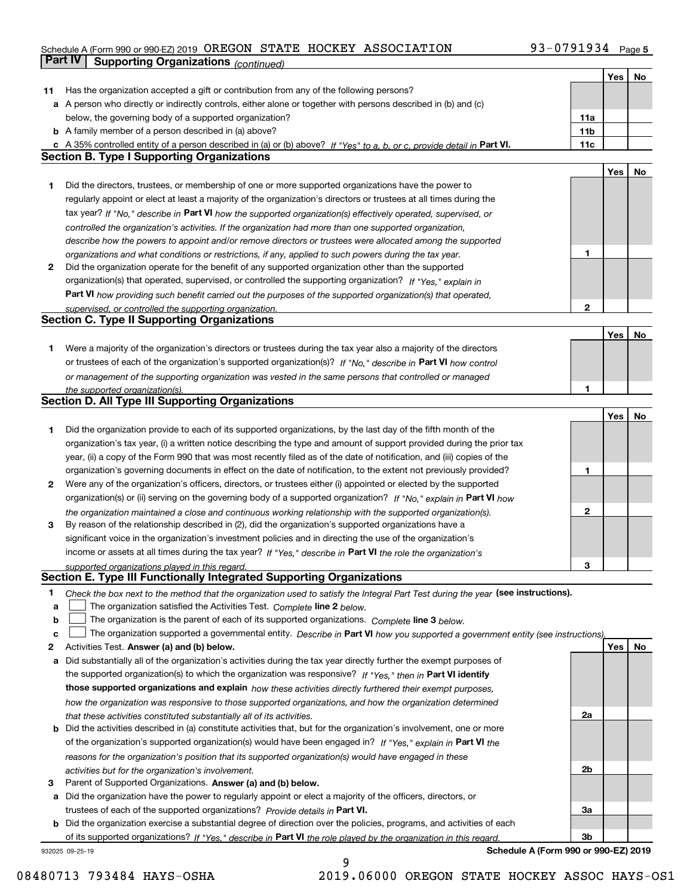Schedule A (Form 990 or 990-EZ) 2019 OREGON STATE HOCKEY ASSOCIATION 93-0791934 Page 5

**Part IV Supporting Organizations** *(continued)*

| | | | Yes | No |
|---|---|---|---|---|
| **11** | Has the organization accepted a gift or contribution from any of the following persons? | | | |
| **a** | A person who directly or indirectly controls, either alone or together with persons described in (b) and (c) below, the governing body of a supported organization? | **11a** | | |
| **b** | A family member of a person described in (a) above? | **11b** | | |
| **c** | A 35% controlled entity of a person described in (a) or (b) above? *If "Yes" to a, b, or c, provide detail in* **Part VI.** | **11c** | | |

## Section B. Type I Supporting Organizations

| | | | Yes | No |
|---|---|---|---|---|
| **1** | Did the directors, trustees, or membership of one or more supported organizations have the power to regularly appoint or elect at least a majority of the organization's directors or trustees at all times during the tax year? *If "No," describe in* **Part VI** *how the supported organization(s) effectively operated, supervised, or controlled the organization's activities. If the organization had more than one supported organization, describe how the powers to appoint and/or remove directors or trustees were allocated among the supported organizations and what conditions or restrictions, if any, applied to such powers during the tax year.* | **1** | | |
| **2** | Did the organization operate for the benefit of any supported organization other than the supported organization(s) that operated, supervised, or controlled the supporting organization? *If "Yes," explain in* **Part VI** *how providing such benefit carried out the purposes of the supported organization(s) that operated, supervised, or controlled the supporting organization.* | **2** | | |

## Section C. Type II Supporting Organizations

| | | | Yes | No |
|---|---|---|---|---|
| **1** | Were a majority of the organization's directors or trustees during the tax year also a majority of the directors or trustees of each of the organization's supported organization(s)? *If "No," describe in* **Part VI** *how control or management of the supporting organization was vested in the same persons that controlled or managed the supported organization(s).* | **1** | | |

## Section D. All Type III Supporting Organizations

| | | | Yes | No |
|---|---|---|---|---|
| **1** | Did the organization provide to each of its supported organizations, by the last day of the fifth month of the organization's tax year, (i) a written notice describing the type and amount of support provided during the prior tax year, (ii) a copy of the Form 990 that was most recently filed as of the date of notification, and (iii) copies of the organization's governing documents in effect on the date of notification, to the extent not previously provided? | **1** | | |
| **2** | Were any of the organization's officers, directors, or trustees either (i) appointed or elected by the supported organization(s) or (ii) serving on the governing body of a supported organization? *If "No," explain in* **Part VI** *how the organization maintained a close and continuous working relationship with the supported organization(s).* | **2** | | |
| **3** | By reason of the relationship described in (2), did the organization's supported organizations have a significant voice in the organization's investment policies and in directing the use of the organization's income or assets at all times during the tax year? *If "Yes," describe in* **Part VI** *the role the organization's supported organizations played in this regard.* | **3** | | |

## Section E. Type III Functionally Integrated Supporting Organizations

**1** *Check the box next to the method that the organization used to satisfy the Integral Part Test during the year* **(see instructions).**

- **a** ☐ The organization satisfied the Activities Test. *Complete* **line 2** *below.*
- **b** ☐ The organization is the parent of each of its supported organizations. *Complete* **line 3** *below.*
- **c** ☐ The organization supported a governmental entity. *Describe in* **Part VI** *how you supported a government entity (see instructions).*

| | | | Yes | No |
|---|---|---|---|---|
| **2** | Activities Test. **Answer (a) and (b) below.** | | | |
| **a** | Did substantially all of the organization's activities during the tax year directly further the exempt purposes of the supported organization(s) to which the organization was responsive? *If "Yes," then in* **Part VI identify those supported organizations and explain** *how these activities directly furthered their exempt purposes, how the organization was responsive to those supported organizations, and how the organization determined that these activities constituted substantially all of its activities.* | **2a** | | |
| **b** | Did the activities described in (a) constitute activities that, but for the organization's involvement, one or more of the organization's supported organization(s) would have been engaged in? *If "Yes," explain in* **Part VI** *the reasons for the organization's position that its supported organization(s) would have engaged in these activities but for the organization's involvement.* | **2b** | | |
| **3** | Parent of Supported Organizations. **Answer (a) and (b) below.** | | | |
| **a** | Did the organization have the power to regularly appoint or elect a majority of the officers, directors, or trustees of each of the supported organizations? *Provide details in* **Part VI.** | **3a** | | |
| **b** | Did the organization exercise a substantial degree of direction over the policies, programs, and activities of each of its supported organizations? *If "Yes," describe in* **Part VI** *the role played by the organization in this regard.* | **3b** | | |

932025 09-25-19 **Schedule A (Form 990 or 990-EZ) 2019**

08480713 793484 HAYS-OSHA 2019.06000 OREGON STATE HOCKEY ASSOC HAYS-OS1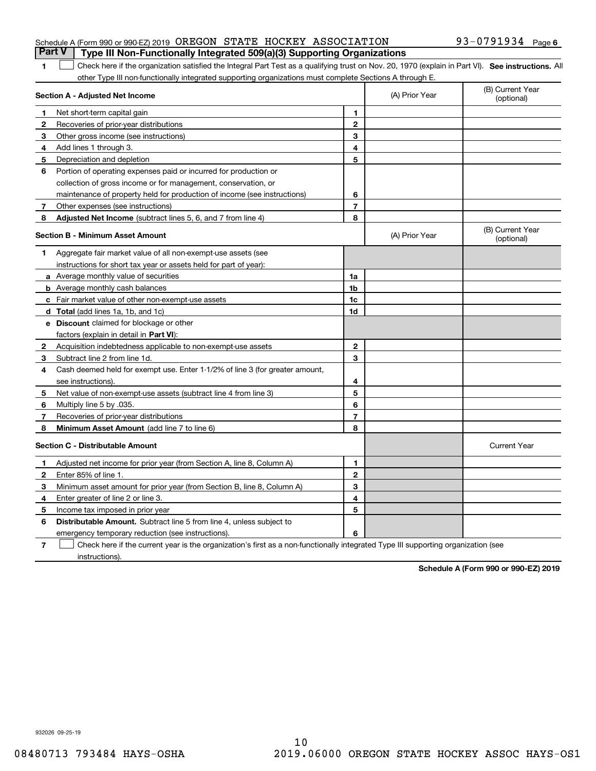Schedule A (Form 990 or 990-EZ) 2019 OREGON STATE HOCKEY ASSOCIATION 93-0791934 Page 6

## Part V Type III Non-Functionally Integrated 509(a)(3) Supporting Organizations

1 ☐ Check here if the organization satisfied the Integral Part Test as a qualifying trust on Nov. 20, 1970 (explain in Part VI). **See instructions.** All other Type III non-functionally integrated supporting organizations must complete Sections A through E.

| **Section A - Adjusted Net Income** | | | (A) Prior Year | (B) Current Year (optional) |
|---|---|---|---|---|
| 1 | Net short-term capital gain | 1 | | |
| 2 | Recoveries of prior-year distributions | 2 | | |
| 3 | Other gross income (see instructions) | 3 | | |
| 4 | Add lines 1 through 3. | 4 | | |
| 5 | Depreciation and depletion | 5 | | |
| 6 | Portion of operating expenses paid or incurred for production or collection of gross income or for management, conservation, or maintenance of property held for production of income (see instructions) | 6 | | |
| 7 | Other expenses (see instructions) | 7 | | |
| 8 | **Adjusted Net Income** (subtract lines 5, 6, and 7 from line 4) | 8 | | |

| **Section B - Minimum Asset Amount** | | | (A) Prior Year | (B) Current Year (optional) |
|---|---|---|---|---|
| 1 | Aggregate fair market value of all non-exempt-use assets (see instructions for short tax year or assets held for part of year): | | | |
| a | Average monthly value of securities | 1a | | |
| b | Average monthly cash balances | 1b | | |
| c | Fair market value of other non-exempt-use assets | 1c | | |
| d | **Total** (add lines 1a, 1b, and 1c) | 1d | | |
| e | **Discount** claimed for blockage or other factors (explain in detail in **Part VI**): | | | |
| 2 | Acquisition indebtedness applicable to non-exempt-use assets | 2 | | |
| 3 | Subtract line 2 from line 1d. | 3 | | |
| 4 | Cash deemed held for exempt use. Enter 1-1/2% of line 3 (for greater amount, see instructions). | 4 | | |
| 5 | Net value of non-exempt-use assets (subtract line 4 from line 3) | 5 | | |
| 6 | Multiply line 5 by .035. | 6 | | |
| 7 | Recoveries of prior-year distributions | 7 | | |
| 8 | **Minimum Asset Amount** (add line 7 to line 6) | 8 | | |

| **Section C - Distributable Amount** | | | | Current Year |
|---|---|---|---|---|
| 1 | Adjusted net income for prior year (from Section A, line 8, Column A) | 1 | | |
| 2 | Enter 85% of line 1. | 2 | | |
| 3 | Minimum asset amount for prior year (from Section B, line 8, Column A) | 3 | | |
| 4 | Enter greater of line 2 or line 3. | 4 | | |
| 5 | Income tax imposed in prior year | 5 | | |
| 6 | **Distributable Amount.** Subtract line 5 from line 4, unless subject to emergency temporary reduction (see instructions). | 6 | | |

7 ☐ Check here if the current year is the organization's first as a non-functionally integrated Type III supporting organization (see instructions).

**Schedule A (Form 990 or 990-EZ) 2019**

932026 09-25-19

08480713 793484 HAYS-OSHA 2019.06000 OREGON STATE HOCKEY ASSOC HAYS-OS1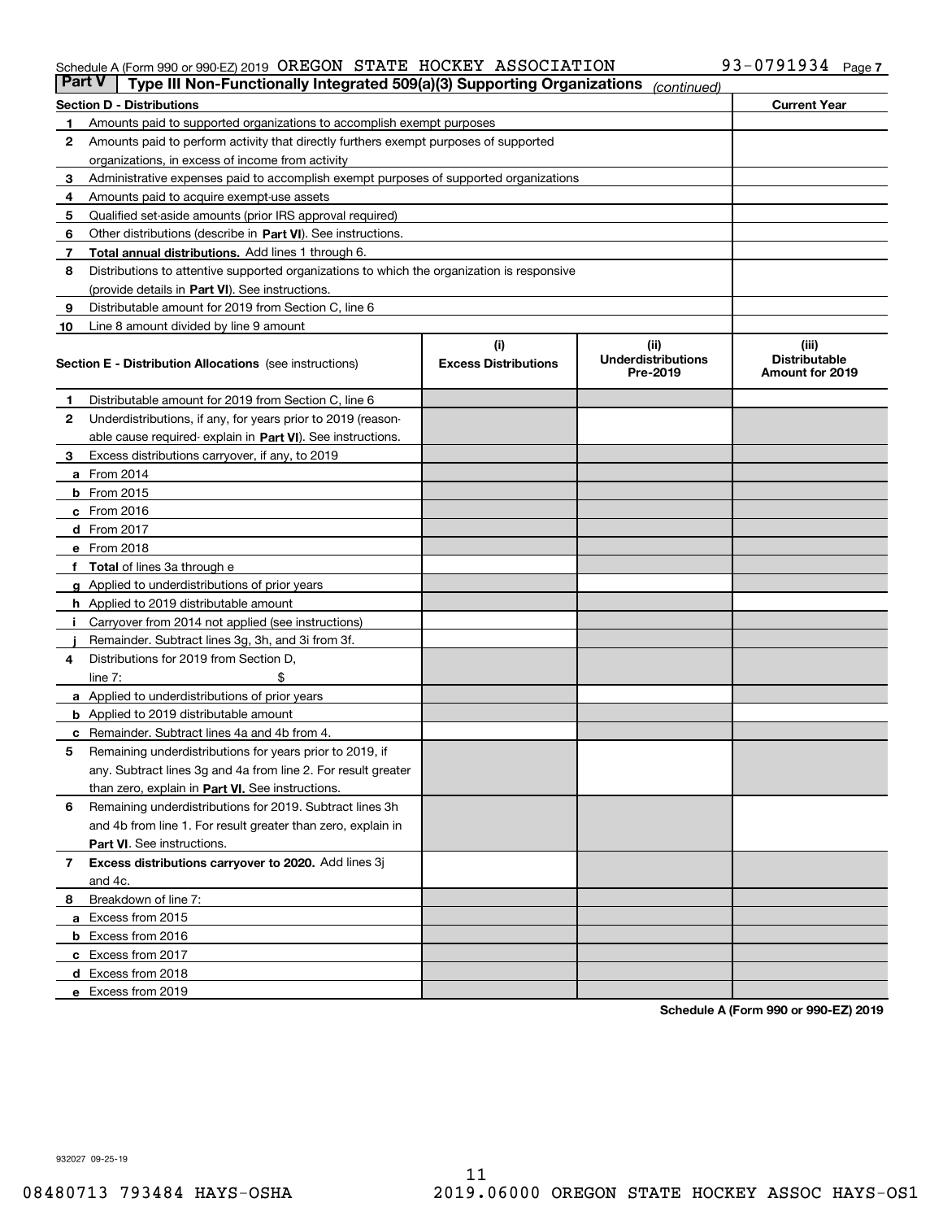Schedule A (Form 990 or 990-EZ) 2019 OREGON STATE HOCKEY ASSOCIATION 93-0791934 Page 7

## Part V | Type III Non-Functionally Integrated 509(a)(3) Supporting Organizations *(continued)*

| Section D - Distributions | | Current Year |
|---|---|---|
| 1 | Amounts paid to supported organizations to accomplish exempt purposes | |
| 2 | Amounts paid to perform activity that directly furthers exempt purposes of supported organizations, in excess of income from activity | |
| 3 | Administrative expenses paid to accomplish exempt purposes of supported organizations | |
| 4 | Amounts paid to acquire exempt-use assets | |
| 5 | Qualified set-aside amounts (prior IRS approval required) | |
| 6 | Other distributions (describe in **Part VI**). See instructions. | |
| 7 | **Total annual distributions.** Add lines 1 through 6. | |
| 8 | Distributions to attentive supported organizations to which the organization is responsive (provide details in **Part VI**). See instructions. | |
| 9 | Distributable amount for 2019 from Section C, line 6 | |
| 10 | Line 8 amount divided by line 9 amount | |

| **Section E - Distribution Allocations** (see instructions) | (i) Excess Distributions | (ii) Underdistributions Pre-2019 | (iii) Distributable Amount for 2019 |
|---|---|---|---|
| **1** Distributable amount for 2019 from Section C, line 6 | | | |
| **2** Underdistributions, if any, for years prior to 2019 (reasonable cause required- explain in **Part VI**). See instructions. | | | |
| **3** Excess distributions carryover, if any, to 2019 | | | |
| **a** From 2014 | | | |
| **b** From 2015 | | | |
| **c** From 2016 | | | |
| **d** From 2017 | | | |
| **e** From 2018 | | | |
| **f** **Total** of lines 3a through e | | | |
| **g** Applied to underdistributions of prior years | | | |
| **h** Applied to 2019 distributable amount | | | |
| **i** Carryover from 2014 not applied (see instructions) | | | |
| **j** Remainder. Subtract lines 3g, 3h, and 3i from 3f. | | | |
| **4** Distributions for 2019 from Section D, line 7: $ | | | |
| **a** Applied to underdistributions of prior years | | | |
| **b** Applied to 2019 distributable amount | | | |
| **c** Remainder. Subtract lines 4a and 4b from 4. | | | |
| **5** Remaining underdistributions for years prior to 2019, if any. Subtract lines 3g and 4a from line 2. For result greater than zero, explain in **Part VI.** See instructions. | | | |
| **6** Remaining underdistributions for 2019. Subtract lines 3h and 4b from line 1. For result greater than zero, explain in **Part VI**. See instructions. | | | |
| **7** **Excess distributions carryover to 2020.** Add lines 3j and 4c. | | | |
| **8** Breakdown of line 7: | | | |
| **a** Excess from 2015 | | | |
| **b** Excess from 2016 | | | |
| **c** Excess from 2017 | | | |
| **d** Excess from 2018 | | | |
| **e** Excess from 2019 | | | |

**Schedule A (Form 990 or 990-EZ) 2019**

932027 09-25-19

08480713 793484 HAYS-OSHA 2019.06000 OREGON STATE HOCKEY ASSOC HAYS-OS1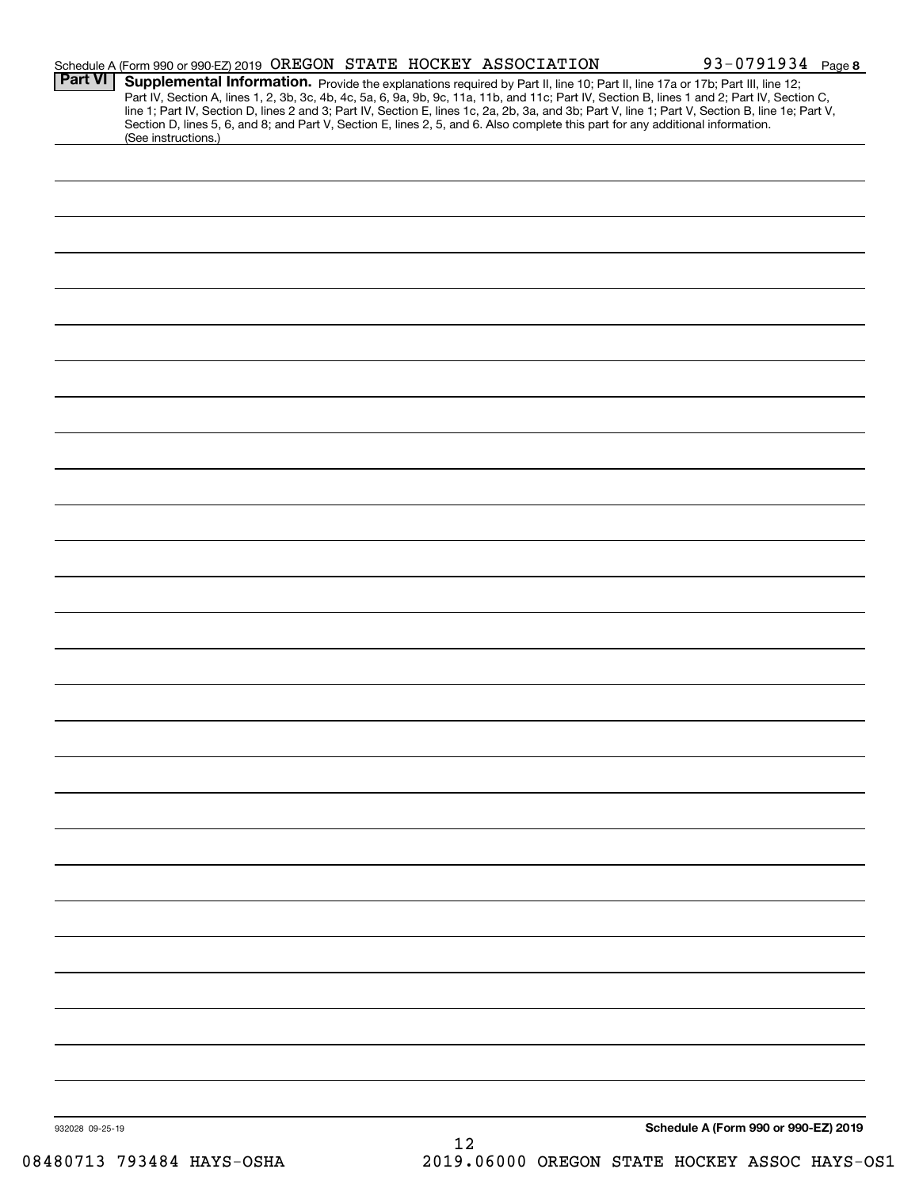Schedule A (Form 990 or 990-EZ) 2019 OREGON STATE HOCKEY ASSOCIATION 93-0791934 Page **8**

**Part VI** **Supplemental Information.** Provide the explanations required by Part II, line 10; Part II, line 17a or 17b; Part III, line 12; Part IV, Section A, lines 1, 2, 3b, 3c, 4b, 4c, 5a, 6, 9a, 9b, 9c, 11a, 11b, and 11c; Part IV, Section B, lines 1 and 2; Part IV, Section C, line 1; Part IV, Section D, lines 2 and 3; Part IV, Section E, lines 1c, 2a, 2b, 3a, and 3b; Part V, line 1; Part V, Section B, line 1e; Part V, Section D, lines 5, 6, and 8; and Part V, Section E, lines 2, 5, and 6. Also complete this part for any additional information. (See instructions.)

932028 09-25-19

**Schedule A (Form 990 or 990-EZ) 2019**

08480713 793484 HAYS-OSHA 2019.06000 OREGON STATE HOCKEY ASSOC HAYS-OS1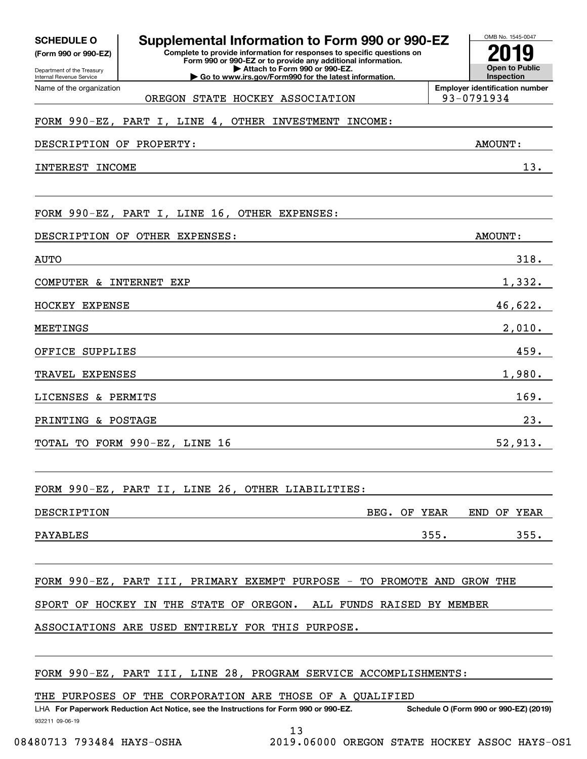**SCHEDULE O**
**(Form 990 or 990-EZ)**

Department of the Treasury
Internal Revenue Service

# Supplemental Information to Form 990 or 990-EZ

**Complete to provide information for responses to specific questions on Form 990 or 990-EZ or to provide any additional information.**
**▶ Attach to Form 990 or 990-EZ.**
**▶ Go to www.irs.gov/Form990 for the latest information.**

OMB No. 1545-0047
**2019**
**Open to Public Inspection**

Name of the organization: OREGON STATE HOCKEY ASSOCIATION
**Employer identification number:** 93-0791934

FORM 990-EZ, PART I, LINE 4, OTHER INVESTMENT INCOME:

| DESCRIPTION OF PROPERTY: | AMOUNT: |
|---|---|
| INTEREST INCOME | 13. |

FORM 990-EZ, PART I, LINE 16, OTHER EXPENSES:

| DESCRIPTION OF OTHER EXPENSES: | AMOUNT: |
|---|---|
| AUTO | 318. |
| COMPUTER & INTERNET EXP | 1,332. |
| HOCKEY EXPENSE | 46,622. |
| MEETINGS | 2,010. |
| OFFICE SUPPLIES | 459. |
| TRAVEL EXPENSES | 1,980. |
| LICENSES & PERMITS | 169. |
| PRINTING & POSTAGE | 23. |
| TOTAL TO FORM 990-EZ, LINE 16 | 52,913. |

FORM 990-EZ, PART II, LINE 26, OTHER LIABILITIES:

| DESCRIPTION | BEG. OF YEAR | END OF YEAR |
|---|---|---|
| PAYABLES | 355. | 355. |

FORM 990-EZ, PART III, PRIMARY EXEMPT PURPOSE - TO PROMOTE AND GROW THE SPORT OF HOCKEY IN THE STATE OF OREGON. ALL FUNDS RAISED BY MEMBER ASSOCIATIONS ARE USED ENTIRELY FOR THIS PURPOSE.

FORM 990-EZ, PART III, LINE 28, PROGRAM SERVICE ACCOMPLISHMENTS:

THE PURPOSES OF THE CORPORATION ARE THOSE OF A QUALIFIED

LHA **For Paperwork Reduction Act Notice, see the Instructions for Form 990 or 990-EZ.** **Schedule O (Form 990 or 990-EZ) (2019)**

932211 09-06-19

08480713 793484 HAYS-OSHA 2019.06000 OREGON STATE HOCKEY ASSOC HAYS-OS1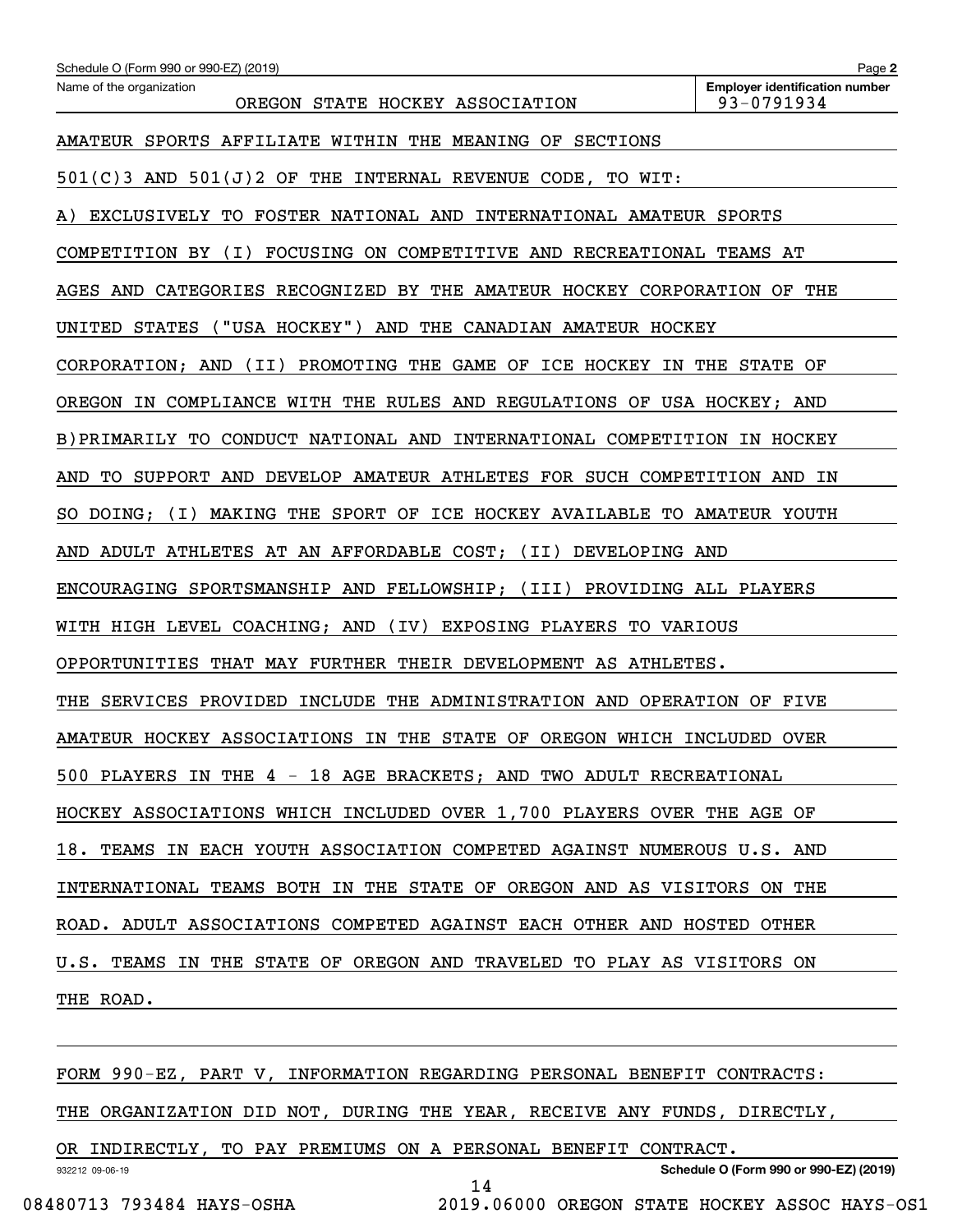Name of the organization: OREGON STATE HOCKEY ASSOCIATION

Employer identification number: 93-0791934

AMATEUR SPORTS AFFILIATE WITHIN THE MEANING OF SECTIONS 501(C)3 AND 501(J)2 OF THE INTERNAL REVENUE CODE, TO WIT:

A) EXCLUSIVELY TO FOSTER NATIONAL AND INTERNATIONAL AMATEUR SPORTS COMPETITION BY (I) FOCUSING ON COMPETITIVE AND RECREATIONAL TEAMS AT AGES AND CATEGORIES RECOGNIZED BY THE AMATEUR HOCKEY CORPORATION OF THE UNITED STATES ("USA HOCKEY") AND THE CANADIAN AMATEUR HOCKEY CORPORATION; AND (II) PROMOTING THE GAME OF ICE HOCKEY IN THE STATE OF OREGON IN COMPLIANCE WITH THE RULES AND REGULATIONS OF USA HOCKEY; AND

B)PRIMARILY TO CONDUCT NATIONAL AND INTERNATIONAL COMPETITION IN HOCKEY AND TO SUPPORT AND DEVELOP AMATEUR ATHLETES FOR SUCH COMPETITION AND IN SO DOING; (I) MAKING THE SPORT OF ICE HOCKEY AVAILABLE TO AMATEUR YOUTH AND ADULT ATHLETES AT AN AFFORDABLE COST; (II) DEVELOPING AND ENCOURAGING SPORTSMANSHIP AND FELLOWSHIP; (III) PROVIDING ALL PLAYERS WITH HIGH LEVEL COACHING; AND (IV) EXPOSING PLAYERS TO VARIOUS OPPORTUNITIES THAT MAY FURTHER THEIR DEVELOPMENT AS ATHLETES.

THE SERVICES PROVIDED INCLUDE THE ADMINISTRATION AND OPERATION OF FIVE AMATEUR HOCKEY ASSOCIATIONS IN THE STATE OF OREGON WHICH INCLUDED OVER 500 PLAYERS IN THE 4 - 18 AGE BRACKETS; AND TWO ADULT RECREATIONAL HOCKEY ASSOCIATIONS WHICH INCLUDED OVER 1,700 PLAYERS OVER THE AGE OF 18. TEAMS IN EACH YOUTH ASSOCIATION COMPETED AGAINST NUMEROUS U.S. AND INTERNATIONAL TEAMS BOTH IN THE STATE OF OREGON AND AS VISITORS ON THE ROAD. ADULT ASSOCIATIONS COMPETED AGAINST EACH OTHER AND HOSTED OTHER U.S. TEAMS IN THE STATE OF OREGON AND TRAVELED TO PLAY AS VISITORS ON THE ROAD.

FORM 990-EZ, PART V, INFORMATION REGARDING PERSONAL BENEFIT CONTRACTS: THE ORGANIZATION DID NOT, DURING THE YEAR, RECEIVE ANY FUNDS, DIRECTLY, OR INDIRECTLY, TO PAY PREMIUMS ON A PERSONAL BENEFIT CONTRACT.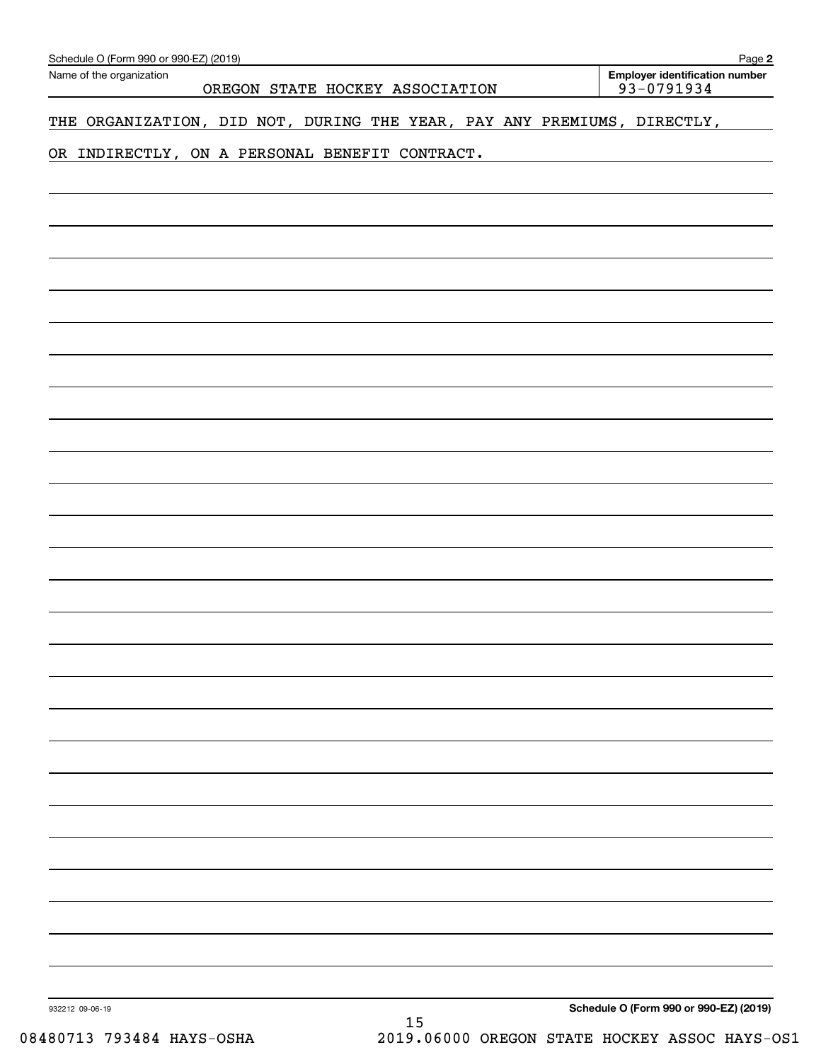Schedule O (Form 990 or 990-EZ) (2019) Page **2**

| Name of the organization | Employer identification number |
| --- | --- |
| OREGON STATE HOCKEY ASSOCIATION | 93-0791934 |

THE ORGANIZATION, DID NOT, DURING THE YEAR, PAY ANY PREMIUMS, DIRECTLY, OR INDIRECTLY, ON A PERSONAL BENEFIT CONTRACT.

932212 09-06-19 **Schedule O (Form 990 or 990-EZ) (2019)**

08480713 793484 HAYS-OSHA 2019.06000 OREGON STATE HOCKEY ASSOC HAYS-OS1